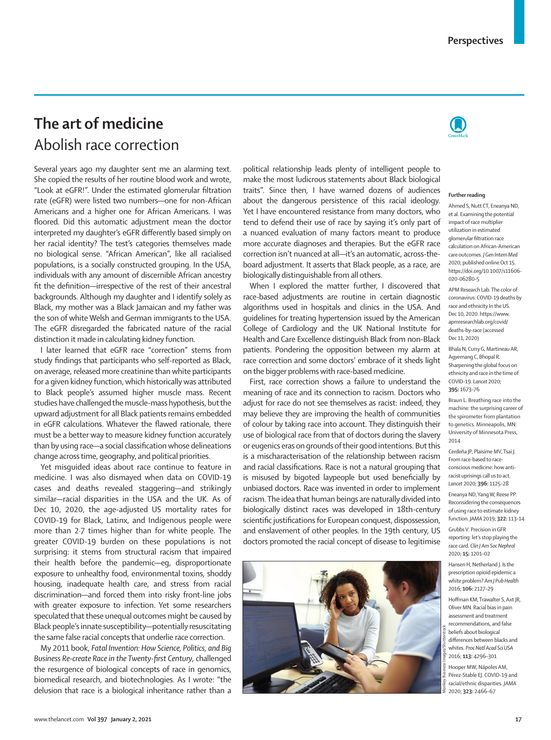# The art of medicine
## Abolish race correction

Several years ago my daughter sent me an alarming text. She copied the results of her routine blood work and wrote, "Look at eGFR!". Under the estimated glomerular filtration rate (eGFR) were listed two numbers—one for non-African Americans and a higher one for African Americans. I was floored. Did this automatic adjustment mean the doctor interpreted my daughter's eGFR differently based simply on her racial identity? The test's categories themselves made no biological sense. "African American", like all racialised populations, is a socially constructed grouping. In the USA, individuals with any amount of discernible African ancestry fit the definition—irrespective of the rest of their ancestral backgrounds. Although my daughter and I identify solely as Black, my mother was a Black Jamaican and my father was the son of white Welsh and German immigrants to the USA. The eGFR disregarded the fabricated nature of the racial distinction it made in calculating kidney function.

I later learned that eGFR race "correction" stems from study findings that participants who self-reported as Black, on average, released more creatinine than white participants for a given kidney function, which historically was attributed to Black people's assumed higher muscle mass. Recent studies have challenged the muscle-mass hypothesis, but the upward adjustment for all Black patients remains embedded in eGFR calculations. Whatever the flawed rationale, there must be a better way to measure kidney function accurately than by using race—a social classification whose delineations change across time, geography, and political priorities.

Yet misguided ideas about race continue to feature in medicine. I was also dismayed when data on COVID-19 cases and deaths revealed staggering—and strikingly similar—racial disparities in the USA and the UK. As of Dec 10, 2020, the age-adjusted US mortality rates for COVID-19 for Black, Latinx, and Indigenous people were more than 2·7 times higher than for white people. The greater COVID-19 burden on these populations is not surprising: it stems from structural racism that impaired their health before the pandemic—eg, disproportionate exposure to unhealthy food, environmental toxins, shoddy housing, inadequate health care, and stress from racial discrimination—and forced them into risky front-line jobs with greater exposure to infection. Yet some researchers speculated that these unequal outcomes might be caused by Black people's innate susceptibility—potentially resuscitating the same false racial concepts that underlie race correction.

My 2011 book, *Fatal Invention: How Science, Politics, and Big Business Re-create Race in the Twenty-first Century*, challenged the resurgence of biological concepts of race in genomics, biomedical research, and biotechnologies. As I wrote: "the delusion that race is a biological inheritance rather than a political relationship leads plenty of intelligent people to make the most ludicrous statements about Black biological traits". Since then, I have warned dozens of audiences about the dangerous persistence of this racial ideology. Yet I have encountered resistance from many doctors, who tend to defend their use of race by saying it's only part of a nuanced evaluation of many factors meant to produce more accurate diagnoses and therapies. But the eGFR race correction isn't nuanced at all—it's an automatic, across-the-board adjustment. It asserts that Black people, as a race, are biologically distinguishable from all others.

When I explored the matter further, I discovered that race-based adjustments are routine in certain diagnostic algorithms used in hospitals and clinics in the USA. And guidelines for treating hypertension issued by the American College of Cardiology and the UK National Institute for Health and Care Excellence distinguish Black from non-Black patients. Pondering the opposition between my alarm at race correction and some doctors' embrace of it sheds light on the bigger problems with race-based medicine.

First, race correction shows a failure to understand the meaning of race and its connection to racism. Doctors who adjust for race do not see themselves as racist: indeed, they may believe they are improving the health of communities of colour by taking race into account. They distinguish their use of biological race from that of doctors during the slavery or eugenics eras on grounds of their good intentions. But this is a mischaracterisation of the relationship between racism and racial classifications. Race is not a natural grouping that is misused by bigoted laypeople but used beneficially by unbiased doctors. Race was invented in order to implement racism. The idea that human beings are naturally divided into biologically distinct races was developed in 18th-century scientific justifications for European conquest, dispossession, and enslavement of other peoples. In the 19th century, US doctors promoted the racial concept of disease to legitimise

Monkey Business Images/Shutterstock

**Further reading**

Ahmed S, Nutt CT, Eneanya ND, et al. Examining the potential impact of race multiplier utilization in estimated glomerular filtration rate calculation on African-American care outcomes. *J Gen Intern Med* 2020; published online Oct 15. https://doi.org/10.1007/s11606-020-06280-5

APM Research Lab. The color of coronavirus: COVID-19 deaths by race and ethnicity In the US. Dec 10, 2020. https://www.apmresearchlab.org/covid/deaths-by-race (accessed Dec 11, 2020)

Bhala N, Curry G, Martineau AR, Agyemang C, Bhopal R. Sharpening the global focus on ethnicity and race in the time of COVID-19. *Lancet* 2020; **395:** 1673–76

Braun L. Breathing race into the machine: the surprising career of the spirometer from plantation to genetics. Minneapolis, MN: University of Minnesota Press, 2014

Cerdeña JP, Plaisime MV, Tsai J. From race-based to race-conscious medicine: how anti-racist uprisings call us to act. *Lancet* 2020; **396:** 1125–28

Eneanya ND, Yang W, Reese PP. Reconsidering the consequences of using race to estimate kidney function. *JAMA* 2019; **322:** 113–14

Grubbs V. Precision in GFR reporting: let's stop playing the race card. *Clin J Am Soc Nephrol* 2020; **15:** 1201–02

Hansen H, Netherland J. Is the prescription opioid epidemic a white problem? *Am J Pub Health* 2016; **106:** 2127–29

Hoffman KM, Trawalter S, Axt JR, Oliver MN. Racial bias in pain assessment and treatment recommendations, and false beliefs about biological differences between blacks and whites. *Proc Natl Acad Sci USA* 2016; **113:** 4296–301

Hooper MW, Nápoles AM, Pérez-Stable EJ. COVID-19 and racial/ethnic disparities. *JAMA* 2020; **323:** 2466–67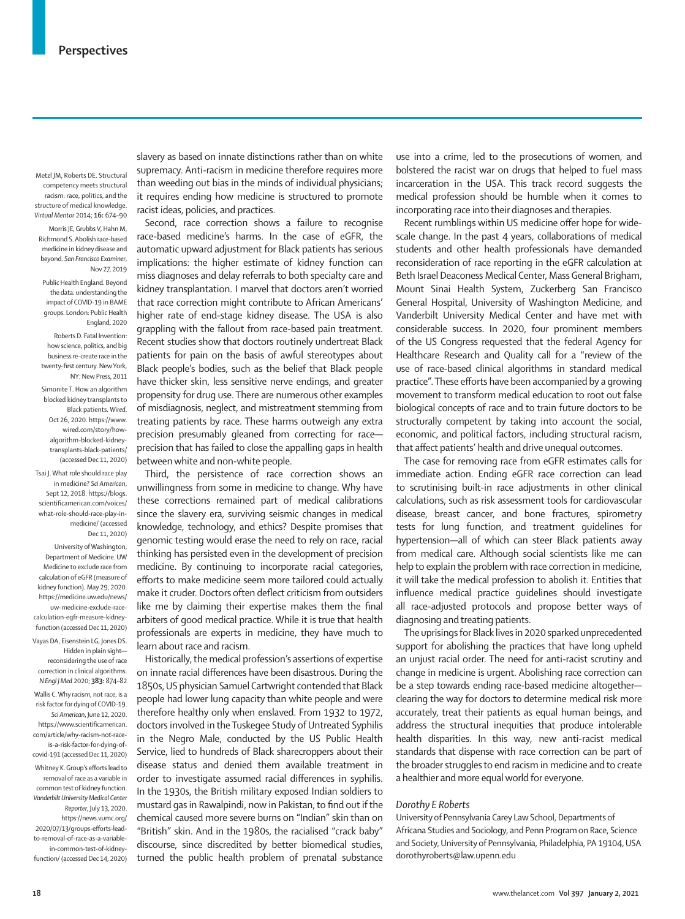slavery as based on innate distinctions rather than on white supremacy. Anti-racism in medicine therefore requires more than weeding out bias in the minds of individual physicians; it requires ending how medicine is structured to promote racist ideas, policies, and practices.

Second, race correction shows a failure to recognise race-based medicine's harms. In the case of eGFR, the automatic upward adjustment for Black patients has serious implications: the higher estimate of kidney function can miss diagnoses and delay referrals to both specialty care and kidney transplantation. I marvel that doctors aren't worried that race correction might contribute to African Americans' higher rate of end-stage kidney disease. The USA is also grappling with the fallout from race-based pain treatment. Recent studies show that doctors routinely undertreat Black patients for pain on the basis of awful stereotypes about Black people's bodies, such as the belief that Black people have thicker skin, less sensitive nerve endings, and greater propensity for drug use. There are numerous other examples of misdiagnosis, neglect, and mistreatment stemming from treating patients by race. These harms outweigh any extra precision presumably gleaned from correcting for race—precision that has failed to close the appalling gaps in health between white and non-white people.

Third, the persistence of race correction shows an unwillingness from some in medicine to change. Why have these corrections remained part of medical calibrations since the slavery era, surviving seismic changes in medical knowledge, technology, and ethics? Despite promises that genomic testing would erase the need to rely on race, racial thinking has persisted even in the development of precision medicine. By continuing to incorporate racial categories, efforts to make medicine seem more tailored could actually make it cruder. Doctors often deflect criticism from outsiders like me by claiming their expertise makes them the final arbiters of good medical practice. While it is true that health professionals are experts in medicine, they have much to learn about race and racism.

Historically, the medical profession's assertions of expertise on innate racial differences have been disastrous. During the 1850s, US physician Samuel Cartwright contended that Black people had lower lung capacity than white people and were therefore healthy only when enslaved. From 1932 to 1972, doctors involved in the Tuskegee Study of Untreated Syphilis in the Negro Male, conducted by the US Public Health Service, lied to hundreds of Black sharecroppers about their disease status and denied them available treatment in order to investigate assumed racial differences in syphilis. In the 1930s, the British military exposed Indian soldiers to mustard gas in Rawalpindi, now in Pakistan, to find out if the chemical caused more severe burns on "Indian" skin than on "British" skin. And in the 1980s, the racialised "crack baby" discourse, since discredited by better biomedical studies, turned the public health problem of prenatal substance use into a crime, led to the prosecutions of women, and bolstered the racist war on drugs that helped to fuel mass incarceration in the USA. This track record suggests the medical profession should be humble when it comes to incorporating race into their diagnoses and therapies.

Recent rumblings within US medicine offer hope for wide-scale change. In the past 4 years, collaborations of medical students and other health professionals have demanded reconsideration of race reporting in the eGFR calculation at Beth Israel Deaconess Medical Center, Mass General Brigham, Mount Sinai Health System, Zuckerberg San Francisco General Hospital, University of Washington Medicine, and Vanderbilt University Medical Center and have met with considerable success. In 2020, four prominent members of the US Congress requested that the federal Agency for Healthcare Research and Quality call for a "review of the use of race-based clinical algorithms in standard medical practice". These efforts have been accompanied by a growing movement to transform medical education to root out false biological concepts of race and to train future doctors to be structurally competent by taking into account the social, economic, and political factors, including structural racism, that affect patients' health and drive unequal outcomes.

The case for removing race from eGFR estimates calls for immediate action. Ending eGFR race correction can lead to scrutinising built-in race adjustments in other clinical calculations, such as risk assessment tools for cardiovascular disease, breast cancer, and bone fractures, spirometry tests for lung function, and treatment guidelines for hypertension—all of which can steer Black patients away from medical care. Although social scientists like me can help to explain the problem with race correction in medicine, it will take the medical profession to abolish it. Entities that influence medical practice guidelines should investigate all race-adjusted protocols and propose better ways of diagnosing and treating patients.

The uprisings for Black lives in 2020 sparked unprecedented support for abolishing the practices that have long upheld an unjust racial order. The need for anti-racist scrutiny and change in medicine is urgent. Abolishing race correction can be a step towards ending race-based medicine altogether—clearing the way for doctors to determine medical risk more accurately, treat their patients as equal human beings, and address the structural inequities that produce intolerable health disparities. In this way, new anti-racist medical standards that dispense with race correction can be part of the broader struggles to end racism in medicine and to create a healthier and more equal world for everyone.

*Dorothy E Roberts*

University of Pennsylvania Carey Law School, Departments of Africana Studies and Sociology, and Penn Program on Race, Science and Society, University of Pennsylvania, Philadelphia, PA 19104, USA
dorothyroberts@law.upenn.edu

Metzl JM, Roberts DE. Structural competency meets structural racism: race, politics, and the structure of medical knowledge. *Virtual Mentor* 2014; **16:** 674–90

Morris JE, Grubbs V, Hahn M, Richmond S. Abolish race-based medicine in kidney disease and beyond. *San Francisco Examiner*, Nov 27, 2019

Public Health England. Beyond the data: understanding the impact of COVID-19 in BAME groups. London: Public Health England, 2020

Roberts D. Fatal Invention: how science, politics, and big business re-create race in the twenty-first century. New York, NY: New Press, 2011

Simonite T. How an algorithm blocked kidney transplants to Black patients. *Wired*, Oct 26, 2020. https://www.wired.com/story/how-algorithm-blocked-kidney-transplants-black-patients/ (accessed Dec 11, 2020)

Tsai J. What role should race play in medicine? *Sci American*, Sept 12, 2018. https://blogs.scientificamerican.com/voices/what-role-should-race-play-in-medicine/ (accessed Dec 11, 2020)

University of Washington, Department of Medicine. UW Medicine to exclude race from calculation of eGFR (measure of kidney function). May 29, 2020. https://medicine.uw.edu/news/uw-medicine-exclude-race-calculation-egfr-measure-kidney-function (accessed Dec 11, 2020)

Vayas DA, Eisenstein LG, Jones DS. Hidden in plain sight—reconsidering the use of race correction in clinical algorithms. *N Engl J Med* 2020; **383:** 874–82

Wallis C. Why racism, not race, is a risk factor for dying of COVID-19. *Sci American*, June 12, 2020. https://www.scientificamerican.com/article/why-racism-not-race-is-a-risk-factor-for-dying-of-covid-191 (accessed Dec 11, 2020)

Whitney K. Group's efforts lead to removal of race as a variable in common test of kidney function. *Vanderbilt University Medical Center Reporter*, July 13, 2020. https://news.vumc.org/2020/07/13/groups-efforts-lead-to-removal-of-race-as-a-variable-in-common-test-of-kidney-function/ (accessed Dec 14, 2020)